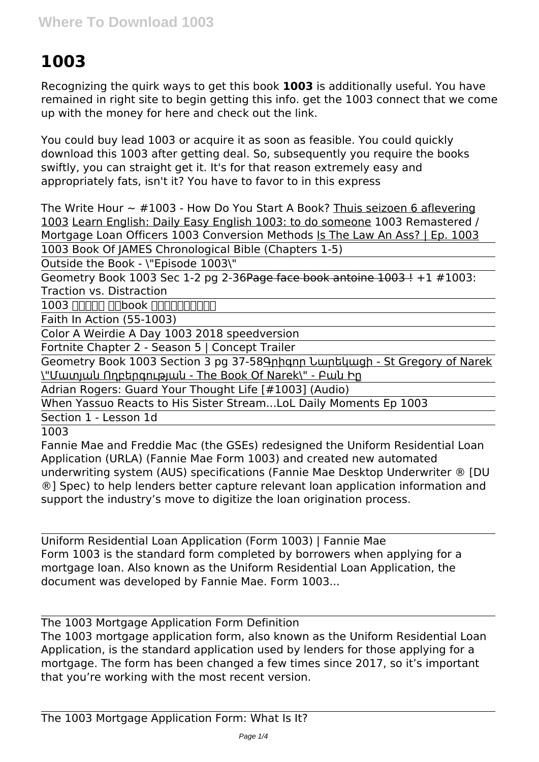# 1003

Recognizing the quirk ways to get this book **1003** is additionally useful. You have remained in right site to begin getting this info. get the 1003 connect that we come up with the money for here and check out the link.

You could buy lead 1003 or acquire it as soon as feasible. You could quickly download this 1003 after getting deal. So, subsequently you require the books swiftly, you can straight get it. It's for that reason extremely easy and appropriately fats, isn't it? You have to favor to in this express

The Write Hour ~ #1003 - How Do You Start A Book? Thuis seizoen 6 aflevering 1003 Learn English: Daily Easy English 1003: to do someone 1003 Remastered / Mortgage Loan Officers 1003 Conversion Methods Is The Law An Ass? | Ep. 1003

1003 Book Of JAMES Chronological Bible (Chapters 1-5)

Outside the Book - \"Episode 1003\"

Geometry Book 1003 Sec 1-2 pg 2-36~~Page face book antoine 1003 !~~ +1 #1003: Traction vs. Distraction

1003 □□□□□ □□book □□□□□□□□□□

Faith In Action (55-1003)

Color A Weirdie A Day 1003 2018 speedversion

Fortnite Chapter 2 - Season 5 | Concept Trailer

Geometry Book 1003 Section 3 pg 37-58Գրիգոր Նարեկացի - St Gregory of Narek \"Մատյան Ողբերգության - The Book Of Narek\" - Բան Իը

Adrian Rogers: Guard Your Thought Life [#1003] (Audio)

When Yassuo Reacts to His Sister Stream...LoL Daily Moments Ep 1003

Section 1 - Lesson 1d

1003

Fannie Mae and Freddie Mac (the GSEs) redesigned the Uniform Residential Loan Application (URLA) (Fannie Mae Form 1003) and created new automated underwriting system (AUS) specifications (Fannie Mae Desktop Underwriter ® [DU ®] Spec) to help lenders better capture relevant loan application information and support the industry's move to digitize the loan origination process.

Uniform Residential Loan Application (Form 1003) | Fannie Mae

Form 1003 is the standard form completed by borrowers when applying for a mortgage loan. Also known as the Uniform Residential Loan Application, the document was developed by Fannie Mae. Form 1003...

The 1003 Mortgage Application Form Definition

The 1003 mortgage application form, also known as the Uniform Residential Loan Application, is the standard application used by lenders for those applying for a mortgage. The form has been changed a few times since 2017, so it's important that you're working with the most recent version.

The 1003 Mortgage Application Form: What Is It?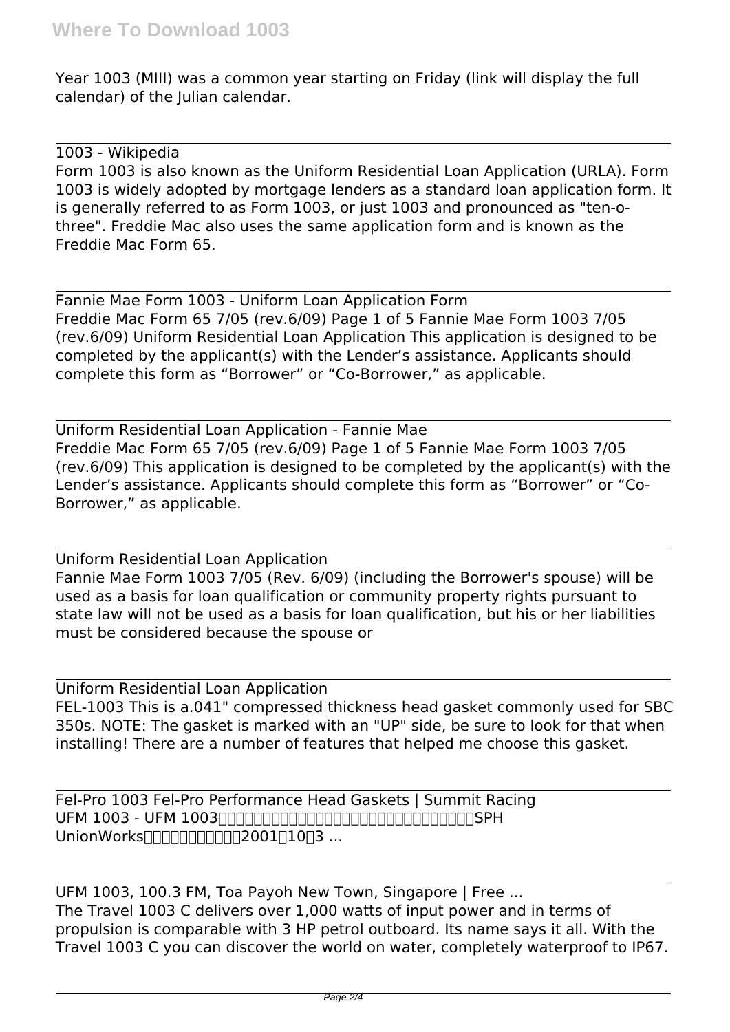Year 1003 (MIII) was a common year starting on Friday (link will display the full calendar) of the Julian calendar.

1003 - Wikipedia

Form 1003 is also known as the Uniform Residential Loan Application (URLA). Form 1003 is widely adopted by mortgage lenders as a standard loan application form. It is generally referred to as Form 1003, or just 1003 and pronounced as "ten-o-three". Freddie Mac also uses the same application form and is known as the Freddie Mac Form 65.

Fannie Mae Form 1003 - Uniform Loan Application Form

Freddie Mac Form 65 7/05 (rev.6/09) Page 1 of 5 Fannie Mae Form 1003 7/05 (rev.6/09) Uniform Residential Loan Application This application is designed to be completed by the applicant(s) with the Lender's assistance. Applicants should complete this form as "Borrower" or "Co-Borrower," as applicable.

Uniform Residential Loan Application - Fannie Mae

Freddie Mac Form 65 7/05 (rev.6/09) Page 1 of 5 Fannie Mae Form 1003 7/05 (rev.6/09) This application is designed to be completed by the applicant(s) with the Lender's assistance. Applicants should complete this form as "Borrower" or "Co-Borrower," as applicable.

Uniform Residential Loan Application

Fannie Mae Form 1003 7/05 (Rev. 6/09) (including the Borrower's spouse) will be used as a basis for loan qualification or community property rights pursuant to state law will not be used as a basis for loan qualification, but his or her liabilities must be considered because the spouse or

Uniform Residential Loan Application

FEL-1003 This is a.041" compressed thickness head gasket commonly used for SBC 350s. NOTE: The gasket is marked with an "UP" side, be sure to look for that when installing! There are a number of features that helped me choose this gasket.

Fel-Pro 1003 Fel-Pro Performance Head Gaskets | Summit Racing

UFM 1003 - UFM 1003□□□□□□□□□□□□□□□□□□□□□□□□□□□□□SPH UnionWorks□□□□□□□□□□2001□10□3 ...

UFM 1003, 100.3 FM, Toa Payoh New Town, Singapore | Free ...

The Travel 1003 C delivers over 1,000 watts of input power and in terms of propulsion is comparable with 3 HP petrol outboard. Its name says it all. With the Travel 1003 C you can discover the world on water, completely waterproof to IP67.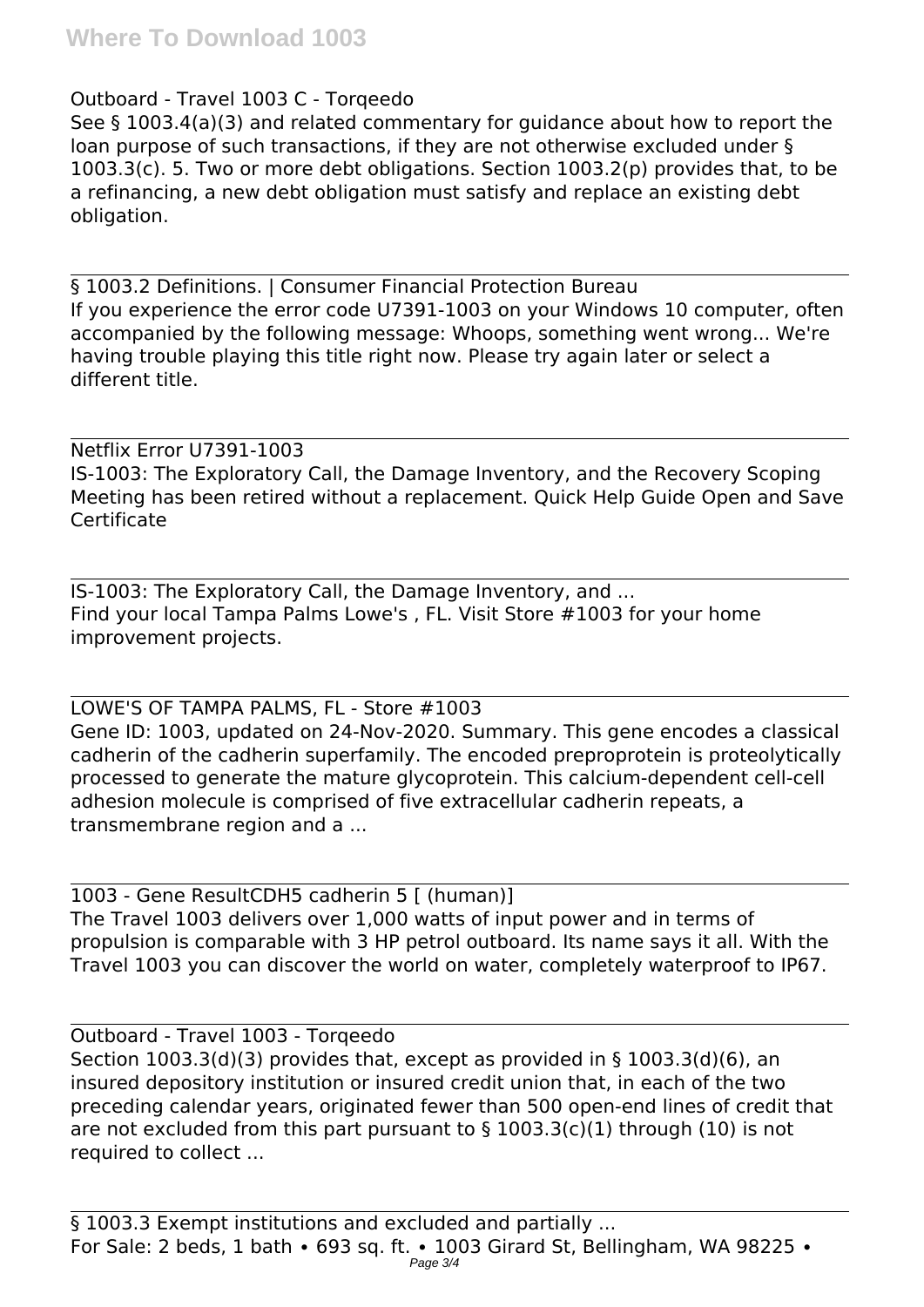Outboard - Travel 1003 C - Torqeedo

See § 1003.4(a)(3) and related commentary for guidance about how to report the loan purpose of such transactions, if they are not otherwise excluded under § 1003.3(c). 5. Two or more debt obligations. Section 1003.2(p) provides that, to be a refinancing, a new debt obligation must satisfy and replace an existing debt obligation.

§ 1003.2 Definitions. | Consumer Financial Protection Bureau

If you experience the error code U7391-1003 on your Windows 10 computer, often accompanied by the following message: Whoops, something went wrong... We're having trouble playing this title right now. Please try again later or select a different title.

Netflix Error U7391-1003

IS-1003: The Exploratory Call, the Damage Inventory, and the Recovery Scoping Meeting has been retired without a replacement. Quick Help Guide Open and Save Certificate

IS-1003: The Exploratory Call, the Damage Inventory, and ...

Find your local Tampa Palms Lowe's , FL. Visit Store #1003 for your home improvement projects.

LOWE'S OF TAMPA PALMS, FL - Store #1003

Gene ID: 1003, updated on 24-Nov-2020. Summary. This gene encodes a classical cadherin of the cadherin superfamily. The encoded preproprotein is proteolytically processed to generate the mature glycoprotein. This calcium-dependent cell-cell adhesion molecule is comprised of five extracellular cadherin repeats, a transmembrane region and a ...

1003 - Gene ResultCDH5 cadherin 5 [ (human)]

The Travel 1003 delivers over 1,000 watts of input power and in terms of propulsion is comparable with 3 HP petrol outboard. Its name says it all. With the Travel 1003 you can discover the world on water, completely waterproof to IP67.

Outboard - Travel 1003 - Torqeedo

Section 1003.3(d)(3) provides that, except as provided in § 1003.3(d)(6), an insured depository institution or insured credit union that, in each of the two preceding calendar years, originated fewer than 500 open-end lines of credit that are not excluded from this part pursuant to § 1003.3(c)(1) through (10) is not required to collect ...

§ 1003.3 Exempt institutions and excluded and partially ...

For Sale: 2 beds, 1 bath ∙ 693 sq. ft. ∙ 1003 Girard St, Bellingham, WA 98225 ∙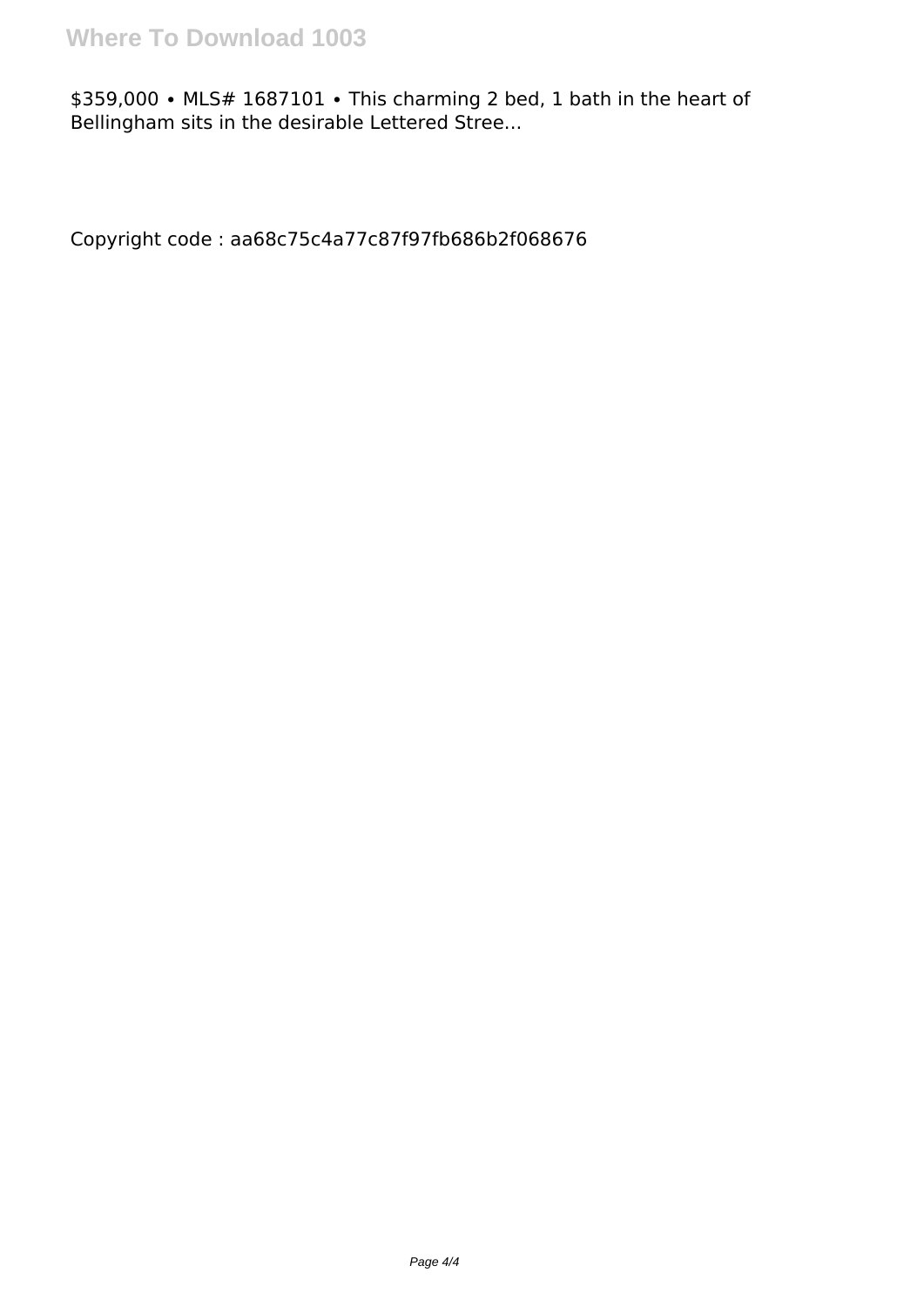$359,000 • MLS# 1687101 • This charming 2 bed, 1 bath in the heart of Bellingham sits in the desirable Lettered Stree...

Copyright code : aa68c75c4a77c87f97fb686b2f068676